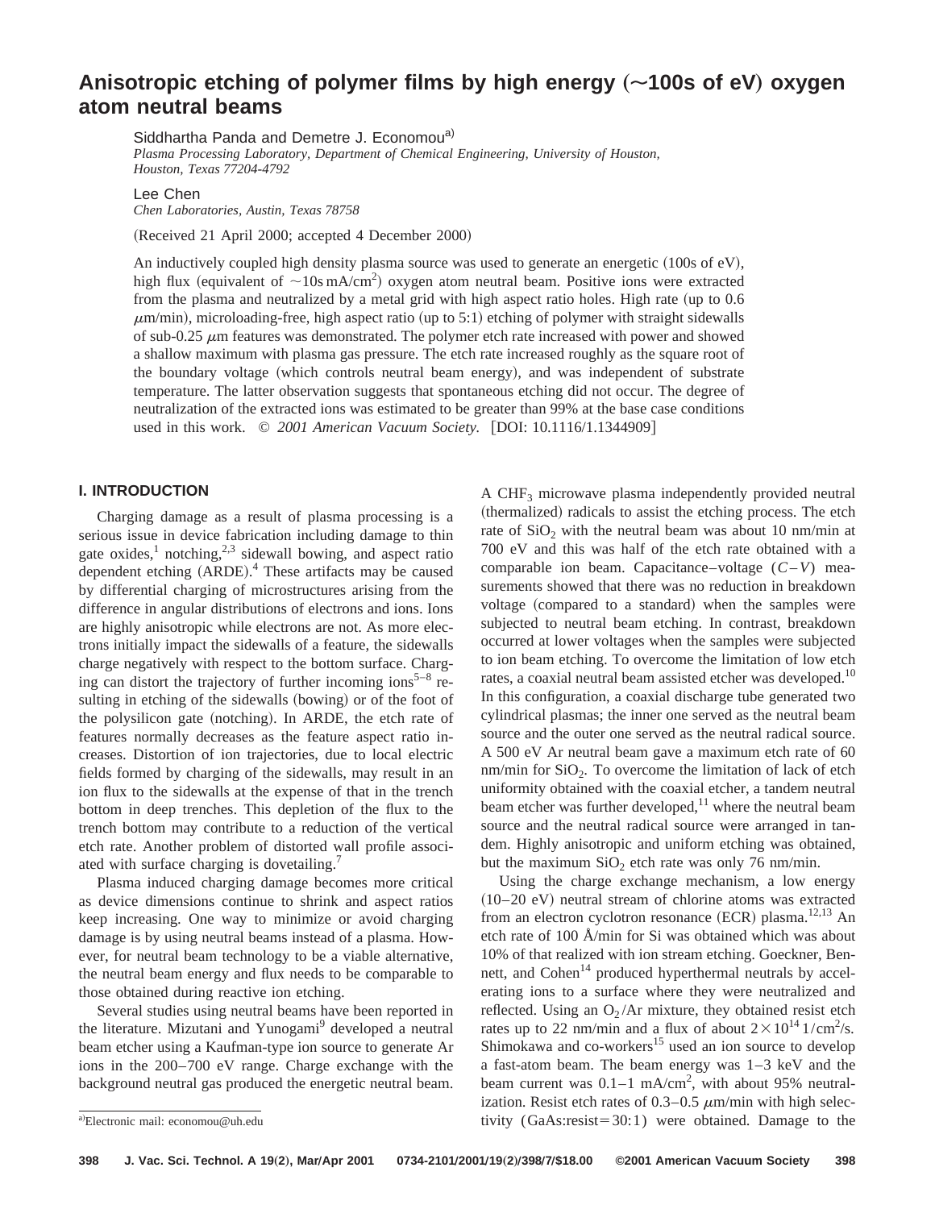# Anisotropic etching of polymer films by high energy (~100s of eV) oxygen atom neutral beams

Siddhartha Panda and Demetre J. Economou[a]
*Plasma Processing Laboratory, Department of Chemical Engineering, University of Houston, Houston, Texas 77204-4792*

Lee Chen
*Chen Laboratories, Austin, Texas 78758*

(Received 21 April 2000; accepted 4 December 2000)

An inductively coupled high density plasma source was used to generate an energetic (100s of eV), high flux (equivalent of ~10s mA/cm$^2$) oxygen atom neutral beam. Positive ions were extracted from the plasma and neutralized by a metal grid with high aspect ratio holes. High rate (up to 0.6 $\mu$m/min), microloading-free, high aspect ratio (up to 5:1) etching of polymer with straight sidewalls of sub-0.25 $\mu$m features was demonstrated. The polymer etch rate increased with power and showed a shallow maximum with plasma gas pressure. The etch rate increased roughly as the square root of the boundary voltage (which controls neutral beam energy), and was independent of substrate temperature. The latter observation suggests that spontaneous etching did not occur. The degree of neutralization of the extracted ions was estimated to be greater than 99% at the base case conditions used in this work. © *2001 American Vacuum Society.* [DOI: 10.1116/1.1344909]

## I. INTRODUCTION

Charging damage as a result of plasma processing is a serious issue in device fabrication including damage to thin gate oxides,[1] notching,[2,3] sidewall bowing, and aspect ratio dependent etching (ARDE).[4] These artifacts may be caused by differential charging of microstructures arising from the difference in angular distributions of electrons and ions. Ions are highly anisotropic while electrons are not. As more electrons initially impact the sidewalls of a feature, the sidewalls charge negatively with respect to the bottom surface. Charging can distort the trajectory of further incoming ions[5–8] resulting in etching of the sidewalls (bowing) or of the foot of the polysilicon gate (notching). In ARDE, the etch rate of features normally decreases as the feature aspect ratio increases. Distortion of ion trajectories, due to local electric fields formed by charging of the sidewalls, may result in an ion flux to the sidewalls at the expense of that in the trench bottom in deep trenches. This depletion of the flux to the trench bottom may contribute to a reduction of the vertical etch rate. Another problem of distorted wall profile associated with surface charging is dovetailing.[7]

Plasma induced charging damage becomes more critical as device dimensions continue to shrink and aspect ratios keep increasing. One way to minimize or avoid charging damage is by using neutral beams instead of a plasma. However, for neutral beam technology to be a viable alternative, the neutral beam energy and flux needs to be comparable to those obtained during reactive ion etching.

Several studies using neutral beams have been reported in the literature. Mizutani and Yunogami[9] developed a neutral beam etcher using a Kaufman-type ion source to generate Ar ions in the 200–700 eV range. Charge exchange with the background neutral gas produced the energetic neutral beam. A $CHF_3$ microwave plasma independently provided neutral (thermalized) radicals to assist the etching process. The etch rate of $SiO_2$ with the neutral beam was about 10 nm/min at 700 eV and this was half of the etch rate obtained with a comparable ion beam. Capacitance–voltage ($C$–$V$) measurements showed that there was no reduction in breakdown voltage (compared to a standard) when the samples were subjected to neutral beam etching. In contrast, breakdown occurred at lower voltages when the samples were subjected to ion beam etching. To overcome the limitation of low etch rates, a coaxial neutral beam assisted etcher was developed.[10] In this configuration, a coaxial discharge tube generated two cylindrical plasmas; the inner one served as the neutral beam source and the outer one served as the neutral radical source. A 500 eV Ar neutral beam gave a maximum etch rate of 60 nm/min for $SiO_2$. To overcome the limitation of lack of etch uniformity obtained with the coaxial etcher, a tandem neutral beam etcher was further developed,[11] where the neutral beam source and the neutral radical source were arranged in tandem. Highly anisotropic and uniform etching was obtained, but the maximum $SiO_2$ etch rate was only 76 nm/min.

Using the charge exchange mechanism, a low energy (10–20 eV) neutral stream of chlorine atoms was extracted from an electron cyclotron resonance (ECR) plasma.[12,13] An etch rate of 100 Å/min for Si was obtained which was about 10% of that realized with ion stream etching. Goeckner, Bennett, and Cohen[14] produced hyperthermal neutrals by accelerating ions to a surface where they were neutralized and reflected. Using an $O_2$/Ar mixture, they obtained resist etch rates up to 22 nm/min and a flux of about $2\times10^{14}$ 1/cm$^2$/s. Shimokawa and co-workers[15] used an ion source to develop a fast-atom beam. The beam energy was 1–3 keV and the beam current was 0.1–1 mA/cm$^2$, with about 95% neutralization. Resist etch rates of 0.3–0.5 $\mu$m/min with high selectivity (GaAs:resist = 30:1) were obtained. Damage to the

[a] Electronic mail: economou@uh.edu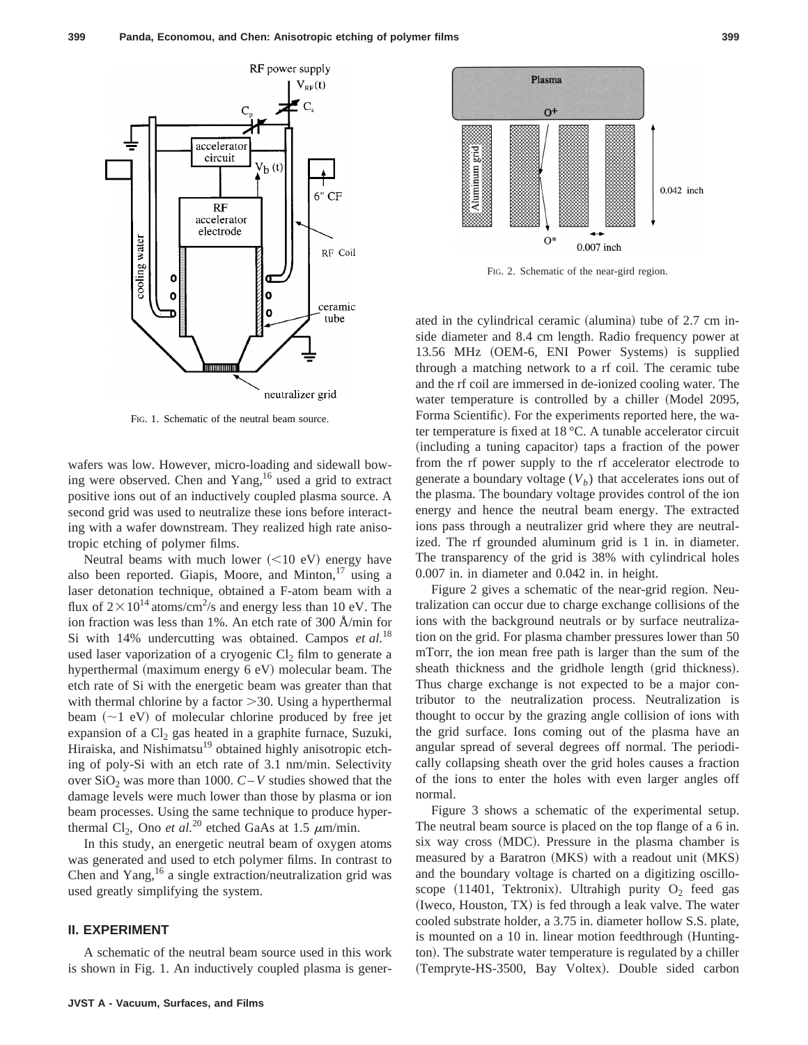FIG. 1. Schematic of the neutral beam source.

wafers was low. However, micro-loading and sidewall bowing were observed. Chen and Yang,[16] used a grid to extract positive ions out of an inductively coupled plasma source. A second grid was used to neutralize these ions before interacting with a wafer downstream. They realized high rate anisotropic etching of polymer films.

Neutral beams with much lower (<10 eV) energy have also been reported. Giapis, Moore, and Minton,[17] using a laser detonation technique, obtained a F-atom beam with a flux of $2\times10^{14}$ atoms/cm$^2$/s and energy less than 10 eV. The ion fraction was less than 1%. An etch rate of 300 Å/min for Si with 14% undercutting was obtained. Campos *et al.*[18] used laser vaporization of a cryogenic $Cl_2$ film to generate a hyperthermal (maximum energy 6 eV) molecular beam. The etch rate of Si with the energetic beam was greater than that with thermal chlorine by a factor >30. Using a hyperthermal beam (~1 eV) of molecular chlorine produced by free jet expansion of a $Cl_2$ gas heated in a graphite furnace, Suzuki, Hiraiska, and Nishimatsu[19] obtained highly anisotropic etching of poly-Si with an etch rate of 3.1 nm/min. Selectivity over $SiO_2$ was more than 1000. $C$–$V$ studies showed that the damage levels were much lower than those by plasma or ion beam processes. Using the same technique to produce hyperthermal $Cl_2$, Ono *et al.*[20] etched GaAs at 1.5 μm/min.

In this study, an energetic neutral beam of oxygen atoms was generated and used to etch polymer films. In contrast to Chen and Yang,[16] a single extraction/neutralization grid was used greatly simplifying the system.

## II. EXPERIMENT

A schematic of the neutral beam source used in this work is shown in Fig. 1. An inductively coupled plasma is generated in the cylindrical ceramic (alumina) tube of 2.7 cm inside diameter and 8.4 cm length. Radio frequency power at 13.56 MHz (OEM-6, ENI Power Systems) is supplied through a matching network to a rf coil. The ceramic tube and the rf coil are immersed in de-ionized cooling water. The water temperature is controlled by a chiller (Model 2095, Forma Scientific). For the experiments reported here, the water temperature is fixed at 18 °C. A tunable accelerator circuit (including a tuning capacitor) taps a fraction of the power from the rf power supply to the rf accelerator electrode to generate a boundary voltage ($V_b$) that accelerates ions out of the plasma. The boundary voltage provides control of the ion energy and hence the neutral beam energy. The extracted ions pass through a neutralizer grid where they are neutralized. The rf grounded aluminum grid is 1 in. in diameter. The transparency of the grid is 38% with cylindrical holes 0.007 in. in diameter and 0.042 in. in height.

FIG. 2. Schematic of the near-gird region.

Figure 2 gives a schematic of the near-grid region. Neutralization can occur due to charge exchange collisions of the ions with the background neutrals or by surface neutralization on the grid. For plasma chamber pressures lower than 50 mTorr, the ion mean free path is larger than the sum of the sheath thickness and the gridhole length (grid thickness). Thus charge exchange is not expected to be a major contributor to the neutralization process. Neutralization is thought to occur by the grazing angle collision of ions with the grid surface. Ions coming out of the plasma have an angular spread of several degrees off normal. The periodically collapsing sheath over the grid holes causes a fraction of the ions to enter the holes with even larger angles off normal.

Figure 3 shows a schematic of the experimental setup. The neutral beam source is placed on the top flange of a 6 in. six way cross (MDC). Pressure in the plasma chamber is measured by a Baratron (MKS) with a readout unit (MKS) and the boundary voltage is charted on a digitizing oscilloscope (11401, Tektronix). Ultrahigh purity $O_2$ feed gas (Iweco, Houston, TX) is fed through a leak valve. The water cooled substrate holder, a 3.75 in. diameter hollow S.S. plate, is mounted on a 10 in. linear motion feedthrough (Huntington). The substrate water temperature is regulated by a chiller (Tempryte-HS-3500, Bay Voltex). Double sided carbon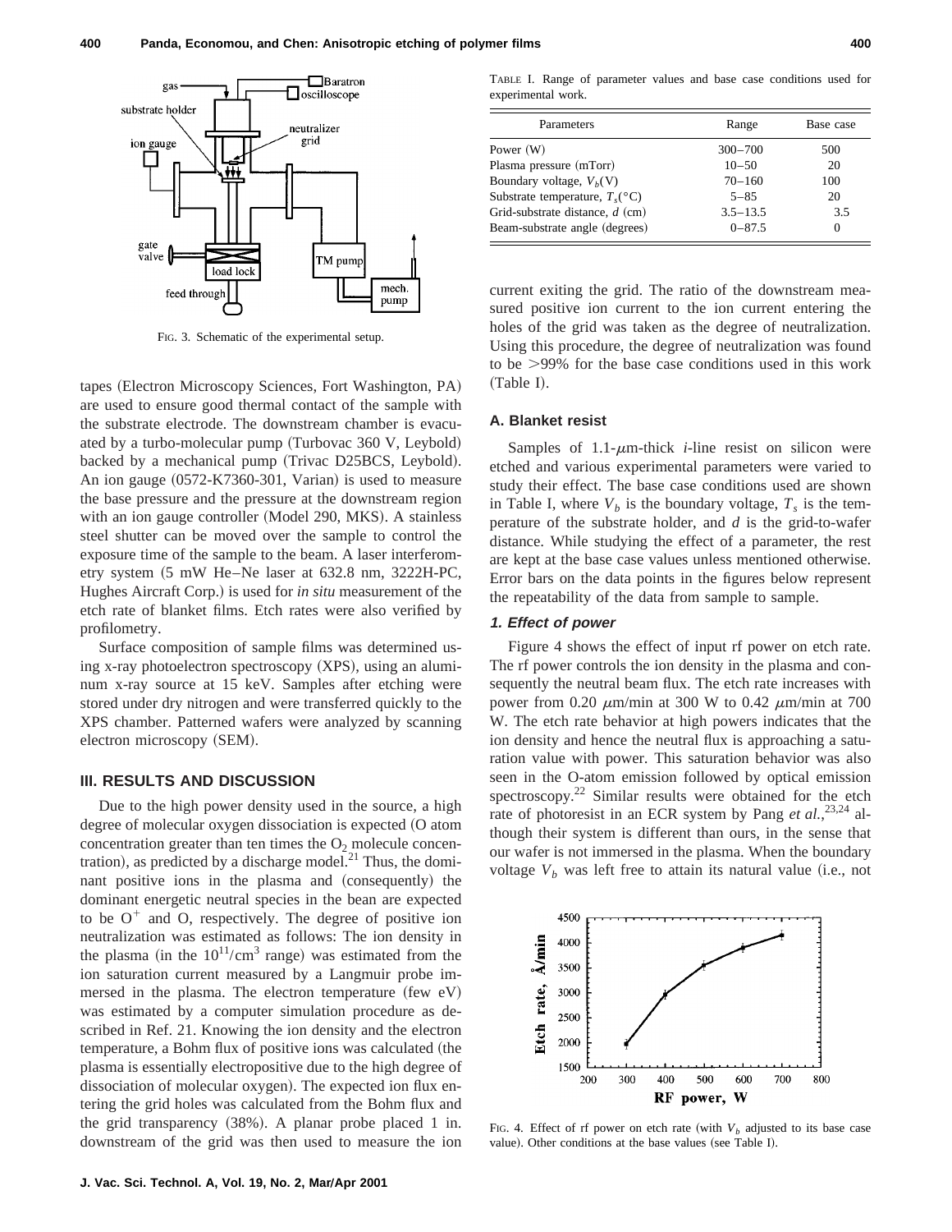FIG. 3. Schematic of the experimental setup.

tapes (Electron Microscopy Sciences, Fort Washington, PA) are used to ensure good thermal contact of the sample with the substrate electrode. The downstream chamber is evacuated by a turbo-molecular pump (Turbovac 360 V, Leybold) backed by a mechanical pump (Trivac D25BCS, Leybold). An ion gauge (0572-K7360-301, Varian) is used to measure the base pressure and the pressure at the downstream region with an ion gauge controller (Model 290, MKS). A stainless steel shutter can be moved over the sample to control the exposure time of the sample to the beam. A laser interferometry system (5 mW He–Ne laser at 632.8 nm, 3222H-PC, Hughes Aircraft Corp.) is used for *in situ* measurement of the etch rate of blanket films. Etch rates were also verified by profilometry.

Surface composition of sample films was determined using x-ray photoelectron spectroscopy (XPS), using an aluminum x-ray source at 15 keV. Samples after etching were stored under dry nitrogen and were transferred quickly to the XPS chamber. Patterned wafers were analyzed by scanning electron microscopy (SEM).

## III. RESULTS AND DISCUSSION

Due to the high power density used in the source, a high degree of molecular oxygen dissociation is expected (O atom concentration greater than ten times the $O_2$ molecule concentration), as predicted by a discharge model.[21] Thus, the dominant positive ions in the plasma and (consequently) the dominant energetic neutral species in the bean are expected to be $O^+$ and O, respectively. The degree of positive ion neutralization was estimated as follows: The ion density in the plasma (in the $10^{11}/\text{cm}^3$ range) was estimated from the ion saturation current measured by a Langmuir probe immersed in the plasma. The electron temperature (few eV) was estimated by a computer simulation procedure as described in Ref. 21. Knowing the ion density and the electron temperature, a Bohm flux of positive ions was calculated (the plasma is essentially electropositive due to the high degree of dissociation of molecular oxygen). The expected ion flux entering the grid holes was calculated from the Bohm flux and the grid transparency (38%). A planar probe placed 1 in. downstream of the grid was then used to measure the ion current exiting the grid. The ratio of the downstream measured positive ion current to the ion current entering the holes of the grid was taken as the degree of neutralization. Using this procedure, the degree of neutralization was found to be >99% for the base case conditions used in this work (Table I).

TABLE I. Range of parameter values and base case conditions used for experimental work.

| Parameters | Range | Base case |
| --- | --- | --- |
| Power (W) | 300–700 | 500 |
| Plasma pressure (mTorr) | 10–50 | 20 |
| Boundary voltage, $V_b$(V) | 70–160 | 100 |
| Substrate temperature, $T_s$(°C) | 5–85 | 20 |
| Grid-substrate distance, $d$ (cm) | 3.5–13.5 | 3.5 |
| Beam-substrate angle (degrees) | 0–87.5 | 0 |

### A. Blanket resist

Samples of 1.1-$\mu$m-thick *i*-line resist on silicon were etched and various experimental parameters were varied to study their effect. The base case conditions used are shown in Table I, where $V_b$ is the boundary voltage, $T_s$ is the temperature of the substrate holder, and $d$ is the grid-to-wafer distance. While studying the effect of a parameter, the rest are kept at the base case values unless mentioned otherwise. Error bars on the data points in the figures below represent the repeatability of the data from sample to sample.

#### 1. Effect of power

Figure 4 shows the effect of input rf power on etch rate. The rf power controls the ion density in the plasma and consequently the neutral beam flux. The etch rate increases with power from 0.20 $\mu$m/min at 300 W to 0.42 $\mu$m/min at 700 W. The etch rate behavior at high powers indicates that the ion density and hence the neutral flux is approaching a saturation value with power. This saturation behavior was also seen in the O-atom emission followed by optical emission spectroscopy.[22] Similar results were obtained for the etch rate of photoresist in an ECR system by Pang *et al.*,[23,24] although their system is different than ours, in the sense that our wafer is not immersed in the plasma. When the boundary voltage $V_b$ was left free to attain its natural value (i.e., not

FIG. 4. Effect of rf power on etch rate (with $V_b$ adjusted to its base case value). Other conditions at the base values (see Table I).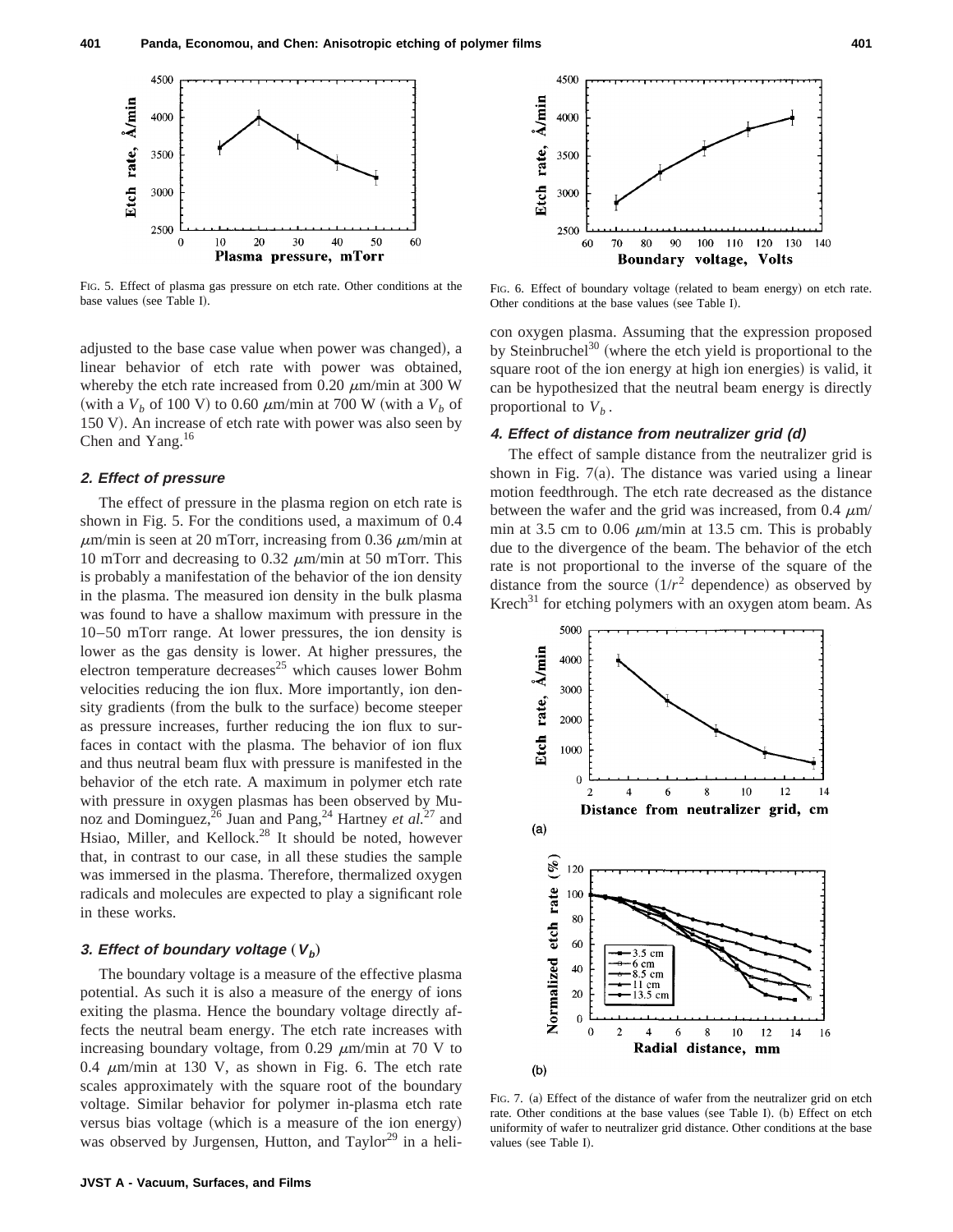adjusted to the base case value when power was changed), a linear behavior of etch rate with power was obtained, whereby the etch rate increased from 0.20 $\mu$m/min at 300 W (with a $V_b$ of 100 V) to 0.60 $\mu$m/min at 700 W (with a $V_b$ of 150 V). An increase of etch rate with power was also seen by Chen and Yang.[16]

#### 2. Effect of pressure

The effect of pressure in the plasma region on etch rate is shown in Fig. 5. For the conditions used, a maximum of 0.4 $\mu$m/min is seen at 20 mTorr, increasing from 0.36 $\mu$m/min at 10 mTorr and decreasing to 0.32 $\mu$m/min at 50 mTorr. This is probably a manifestation of the behavior of the ion density in the plasma. The measured ion density in the bulk plasma was found to have a shallow maximum with pressure in the 10–50 mTorr range. At lower pressures, the ion density is lower as the gas density is lower. At higher pressures, the electron temperature decreases[25] which causes lower Bohm velocities reducing the ion flux. More importantly, ion density gradients (from the bulk to the surface) become steeper as pressure increases, further reducing the ion flux to surfaces in contact with the plasma. The behavior of ion flux and thus neutral beam flux with pressure is manifested in the behavior of the etch rate. A maximum in polymer etch rate with pressure in oxygen plasmas has been observed by Munoz and Dominguez,[26] Juan and Pang,[24] Hartney *et al.*[27] and Hsiao, Miller, and Kellock.[28] It should be noted, however that, in contrast to our case, in all these studies the sample was immersed in the plasma. Therefore, thermalized oxygen radicals and molecules are expected to play a significant role in these works.

FIG. 5. Effect of plasma gas pressure on etch rate. Other conditions at the base values (see Table I).

#### 3. Effect of boundary voltage ($V_b$)

The boundary voltage is a measure of the effective plasma potential. As such it is also a measure of the energy of ions exiting the plasma. Hence the boundary voltage directly affects the neutral beam energy. The etch rate increases with increasing boundary voltage, from 0.29 $\mu$m/min at 70 V to 0.4 $\mu$m/min at 130 V, as shown in Fig. 6. The etch rate scales approximately with the square root of the boundary voltage. Similar behavior for polymer in-plasma etch rate versus bias voltage (which is a measure of the ion energy) was observed by Jurgensen, Hutton, and Taylor[29] in a helicon oxygen plasma. Assuming that the expression proposed by Steinbruchel[30] (where the etch yield is proportional to the square root of the ion energy at high ion energies) is valid, it can be hypothesized that the neutral beam energy is directly proportional to $V_b$.

FIG. 6. Effect of boundary voltage (related to beam energy) on etch rate. Other conditions at the base values (see Table I).

#### 4. Effect of distance from neutralizer grid (d)

The effect of sample distance from the neutralizer grid is shown in Fig. 7(a). The distance was varied using a linear motion feedthrough. The etch rate decreased as the distance between the wafer and the grid was increased, from 0.4 $\mu$m/min at 3.5 cm to 0.06 $\mu$m/min at 13.5 cm. This is probably due to the divergence of the beam. The behavior of the etch rate is not proportional to the inverse of the square of the distance from the source ($1/r^2$ dependence) as observed by Krech[31] for etching polymers with an oxygen atom beam. As

FIG. 7. (a) Effect of the distance of wafer from the neutralizer grid on etch rate. Other conditions at the base values (see Table I). (b) Effect on etch uniformity of wafer to neutralizer grid distance. Other conditions at the base values (see Table I).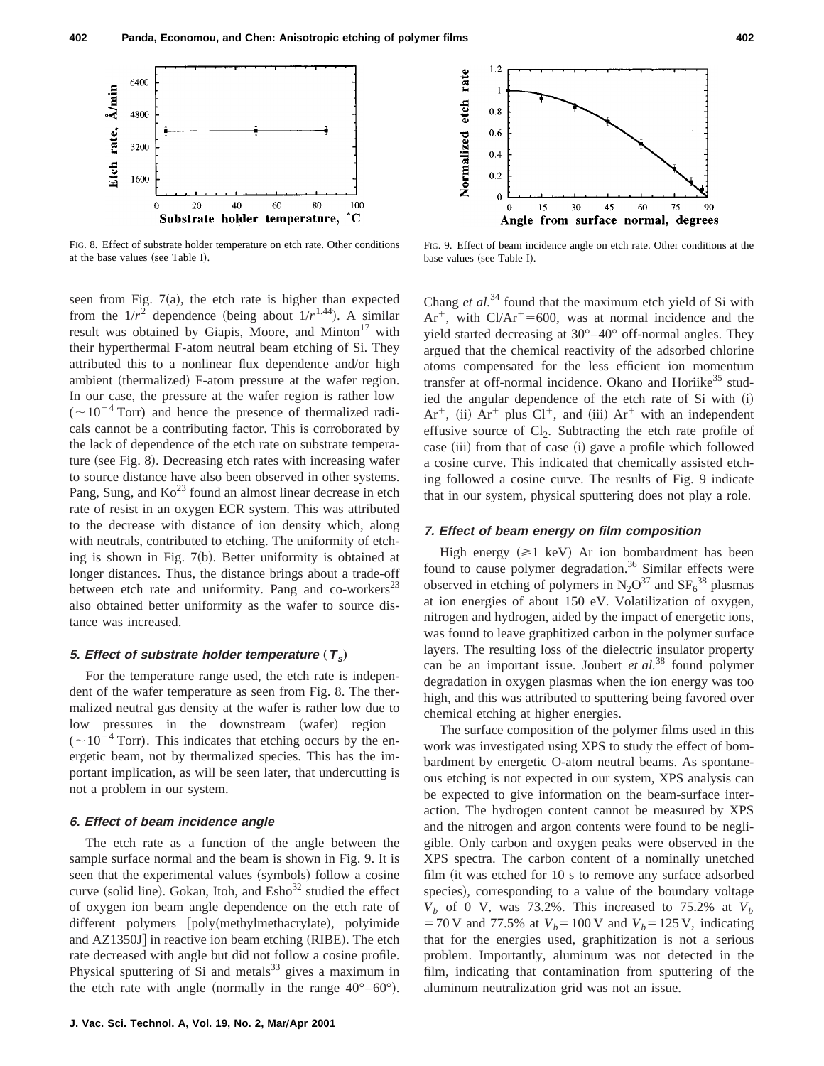FIG. 8. Effect of substrate holder temperature on etch rate. Other conditions at the base values (see Table I).

FIG. 9. Effect of beam incidence angle on etch rate. Other conditions at the base values (see Table I).

seen from Fig. 7(a), the etch rate is higher than expected from the $1/r^2$ dependence (being about $1/r^{1.44}$). A similar result was obtained by Giapis, Moore, and Minton[17] with their hyperthermal F-atom neutral beam etching of Si. They attributed this to a nonlinear flux dependence and/or high ambient (thermalized) F-atom pressure at the wafer region. In our case, the pressure at the wafer region is rather low ($\sim 10^{-4}$ Torr) and hence the presence of thermalized radicals cannot be a contributing factor. This is corroborated by the lack of dependence of the etch rate on substrate temperature (see Fig. 8). Decreasing etch rates with increasing wafer to source distance have also been observed in other systems. Pang, Sung, and Ko[23] found an almost linear decrease in etch rate of resist in an oxygen ECR system. This was attributed to the decrease with distance of ion density which, along with neutrals, contributed to etching. The uniformity of etching is shown in Fig. 7(b). Better uniformity is obtained at longer distances. Thus, the distance brings about a trade-off between etch rate and uniformity. Pang and co-workers[23] also obtained better uniformity as the wafer to source distance was increased.

### 5. Effect of substrate holder temperature ($T_s$)

For the temperature range used, the etch rate is independent of the wafer temperature as seen from Fig. 8. The thermalized neutral gas density at the wafer is rather low due to low pressures in the downstream (wafer) region ($\sim 10^{-4}$ Torr). This indicates that etching occurs by the energetic beam, not by thermalized species. This has the important implication, as will be seen later, that undercutting is not a problem in our system.

### 6. Effect of beam incidence angle

The etch rate as a function of the angle between the sample surface normal and the beam is shown in Fig. 9. It is seen that the experimental values (symbols) follow a cosine curve (solid line). Gokan, Itoh, and Esho[32] studied the effect of oxygen ion beam angle dependence on the etch rate of different polymers [poly(methylmethacrylate), polyimide and AZ1350J] in reactive ion beam etching (RIBE). The etch rate decreased with angle but did not follow a cosine profile. Physical sputtering of Si and metals[33] gives a maximum in the etch rate with angle (normally in the range 40°–60°). Chang *et al.*[34] found that the maximum etch yield of Si with $Ar^+$, with $Cl/Ar^+ = 600$, was at normal incidence and the yield started decreasing at 30°–40° off-normal angles. They argued that the chemical reactivity of the adsorbed chlorine atoms compensated for the less efficient ion momentum transfer at off-normal incidence. Okano and Horiike[35] studied the angular dependence of the etch rate of Si with (i) $Ar^+$, (ii) $Ar^+$ plus $Cl^+$, and (iii) $Ar^+$ with an independent effusive source of $Cl_2$. Subtracting the etch rate profile of case (iii) from that of case (i) gave a profile which followed a cosine curve. This indicated that chemically assisted etching followed a cosine curve. The results of Fig. 9 indicate that in our system, physical sputtering does not play a role.

### 7. Effect of beam energy on film composition

High energy ($\geq 1$ keV) Ar ion bombardment has been found to cause polymer degradation.[36] Similar effects were observed in etching of polymers in $N_2O$[37] and $SF_6$[38] plasmas at ion energies of about 150 eV. Volatilization of oxygen, nitrogen and hydrogen, aided by the impact of energetic ions, was found to leave graphitized carbon in the polymer surface layers. The resulting loss of the dielectric insulator property can be an important issue. Joubert *et al.*[38] found polymer degradation in oxygen plasmas when the ion energy was too high, and this was attributed to sputtering being favored over chemical etching at higher energies.

The surface composition of the polymer films used in this work was investigated using XPS to study the effect of bombardment by energetic O-atom neutral beams. As spontaneous etching is not expected in our system, XPS analysis can be expected to give information on the beam-surface interaction. The hydrogen content cannot be measured by XPS and the nitrogen and argon contents were found to be negligible. Only carbon and oxygen peaks were observed in the XPS spectra. The carbon content of a nominally unetched film (it was etched for 10 s to remove any surface adsorbed species), corresponding to a value of the boundary voltage $V_b$ of 0 V, was 73.2%. This increased to 75.2% at $V_b = 70$ V and 77.5% at $V_b = 100$ V and $V_b = 125$ V, indicating that for the energies used, graphitization is not a serious problem. Importantly, aluminum was not detected in the film, indicating that contamination from sputtering of the aluminum neutralization grid was not an issue.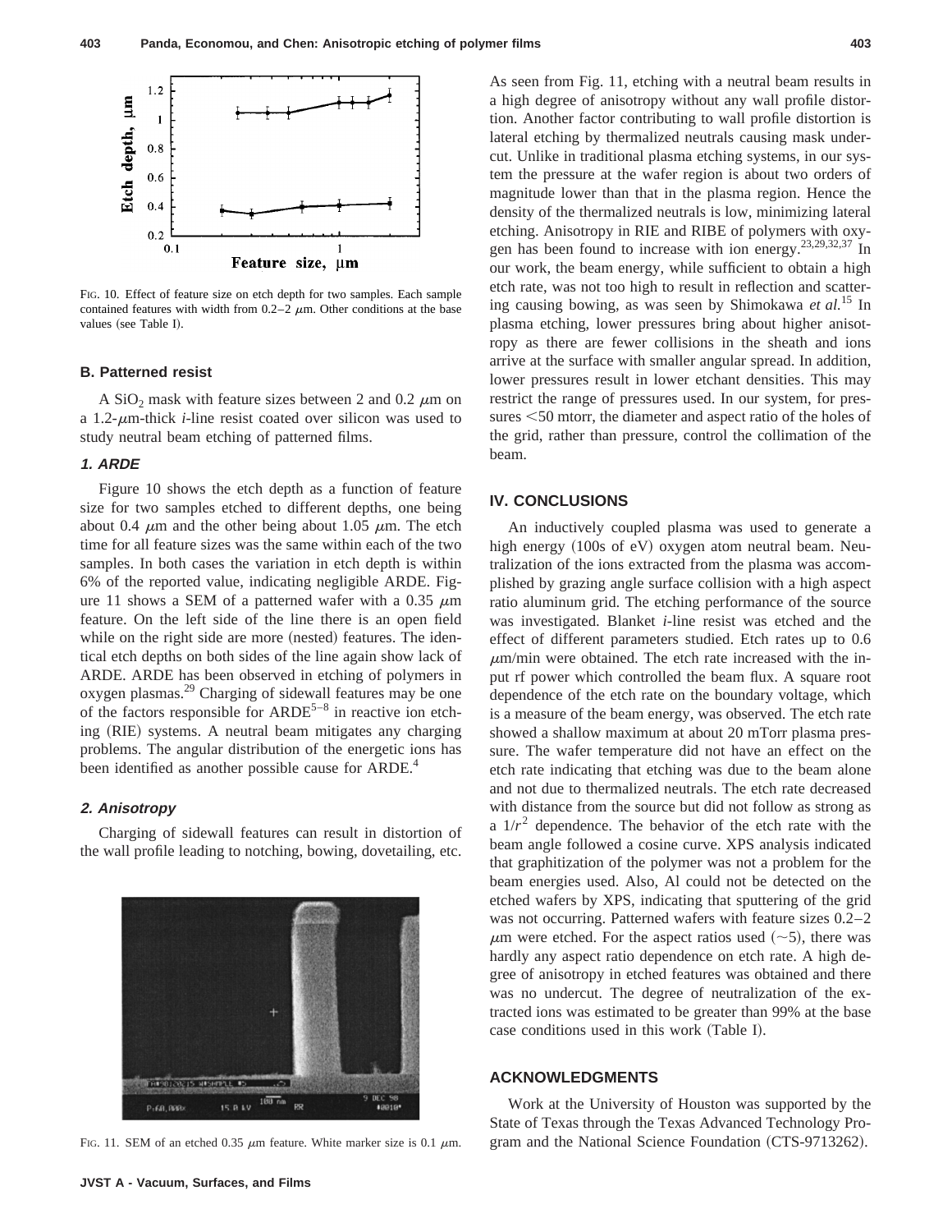FIG. 10. Effect of feature size on etch depth for two samples. Each sample contained features with width from 0.2–2 μm. Other conditions at the base values (see Table I).

### B. Patterned resist

A $SiO_2$ mask with feature sizes between 2 and 0.2 μm on a 1.2-μm-thick *i*-line resist coated over silicon was used to study neutral beam etching of patterned films.

#### 1. ARDE

Figure 10 shows the etch depth as a function of feature size for two samples etched to different depths, one being about 0.4 μm and the other being about 1.05 μm. The etch time for all feature sizes was the same within each of the two samples. In both cases the variation in etch depth is within 6% of the reported value, indicating negligible ARDE. Figure 11 shows a SEM of a patterned wafer with a 0.35 μm feature. On the left side of the line there is an open field while on the right side are more (nested) features. The identical etch depths on both sides of the line again show lack of ARDE. ARDE has been observed in etching of polymers in oxygen plasmas.[29] Charging of sidewall features may be one of the factors responsible for ARDE[5–8] in reactive ion etching (RIE) systems. A neutral beam mitigates any charging problems. The angular distribution of the energetic ions has been identified as another possible cause for ARDE.[4]

#### 2. Anisotropy

Charging of sidewall features can result in distortion of the wall profile leading to notching, bowing, dovetailing, etc.

FIG. 11. SEM of an etched 0.35 μm feature. White marker size is 0.1 μm.

As seen from Fig. 11, etching with a neutral beam results in a high degree of anisotropy without any wall profile distortion. Another factor contributing to wall profile distortion is lateral etching by thermalized neutrals causing mask undercut. Unlike in traditional plasma etching systems, in our system the pressure at the wafer region is about two orders of magnitude lower than that in the plasma region. Hence the density of the thermalized neutrals is low, minimizing lateral etching. Anisotropy in RIE and RIBE of polymers with oxygen has been found to increase with ion energy.[23,29,32,37] In our work, the beam energy, while sufficient to obtain a high etch rate, was not too high to result in reflection and scattering causing bowing, as was seen by Shimokawa *et al.*[15] In plasma etching, lower pressures bring about higher anisotropy as there are fewer collisions in the sheath and ions arrive at the surface with smaller angular spread. In addition, lower pressures result in lower etchant densities. This may restrict the range of pressures used. In our system, for pressures <50 mtorr, the diameter and aspect ratio of the holes of the grid, rather than pressure, control the collimation of the beam.

## IV. CONCLUSIONS

An inductively coupled plasma was used to generate a high energy (100s of eV) oxygen atom neutral beam. Neutralization of the ions extracted from the plasma was accomplished by grazing angle surface collision with a high aspect ratio aluminum grid. The etching performance of the source was investigated. Blanket *i*-line resist was etched and the effect of different parameters studied. Etch rates up to 0.6 μm/min were obtained. The etch rate increased with the input rf power which controlled the beam flux. A square root dependence of the etch rate on the boundary voltage, which is a measure of the beam energy, was observed. The etch rate showed a shallow maximum at about 20 mTorr plasma pressure. The wafer temperature did not have an effect on the etch rate indicating that etching was due to the beam alone and not due to thermalized neutrals. The etch rate decreased with distance from the source but did not follow as strong as a $1/r^2$ dependence. The behavior of the etch rate with the beam angle followed a cosine curve. XPS analysis indicated that graphitization of the polymer was not a problem for the beam energies used. Also, Al could not be detected on the etched wafers by XPS, indicating that sputtering of the grid was not occurring. Patterned wafers with feature sizes 0.2–2 μm were etched. For the aspect ratios used (~5), there was hardly any aspect ratio dependence on etch rate. A high degree of anisotropy in etched features was obtained and there was no undercut. The degree of neutralization of the extracted ions was estimated to be greater than 99% at the base case conditions used in this work (Table I).

## ACKNOWLEDGMENTS

Work at the University of Houston was supported by the State of Texas through the Texas Advanced Technology Program and the National Science Foundation (CTS-9713262).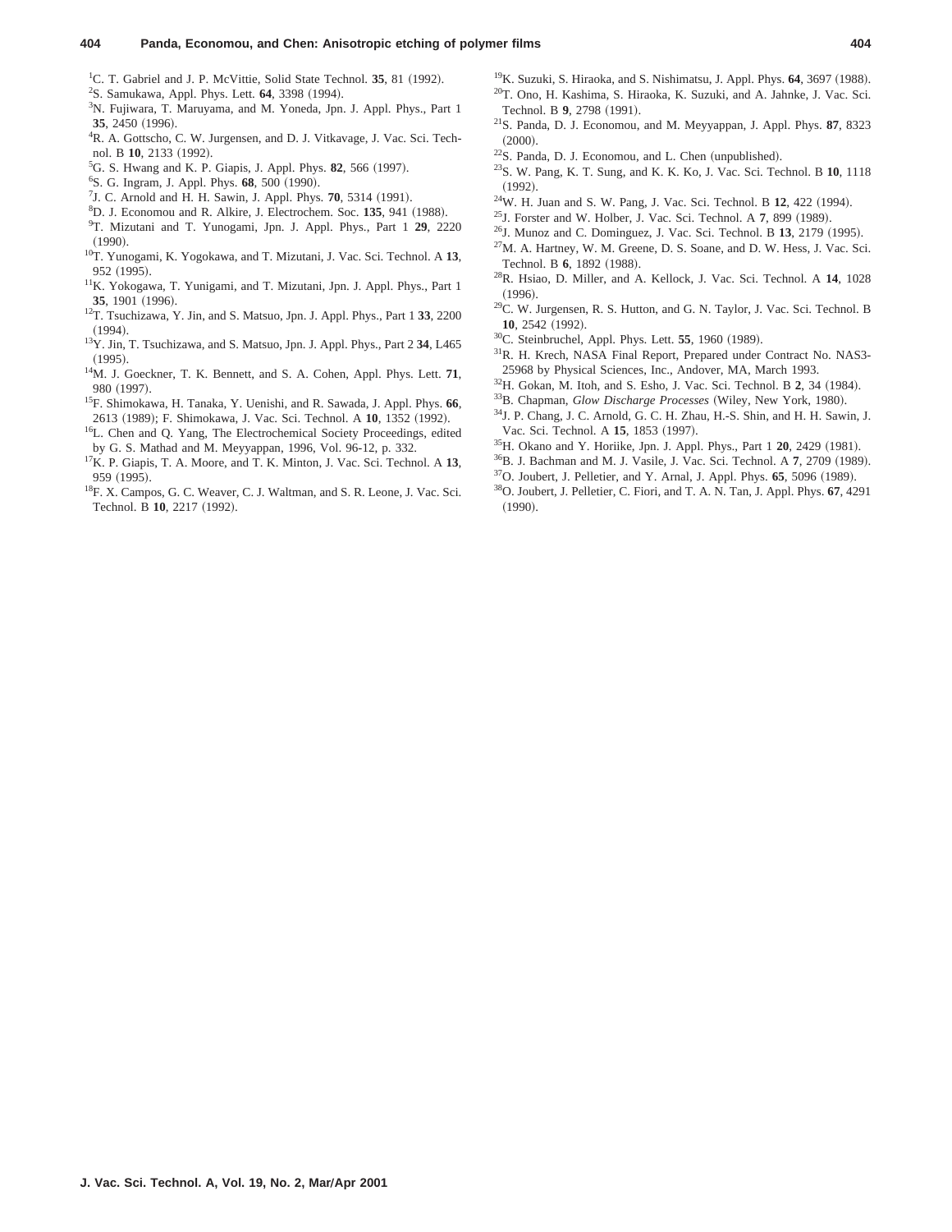[1] C. T. Gabriel and J. P. McVittie, Solid State Technol. **35**, 81 (1992).

[2] S. Samukawa, Appl. Phys. Lett. **64**, 3398 (1994).

[3] N. Fujiwara, T. Maruyama, and M. Yoneda, Jpn. J. Appl. Phys., Part 1 **35**, 2450 (1996).

[4] R. A. Gottscho, C. W. Jurgensen, and D. J. Vitkavage, J. Vac. Sci. Technol. B **10**, 2133 (1992).

[5] G. S. Hwang and K. P. Giapis, J. Appl. Phys. **82**, 566 (1997).

[6] S. G. Ingram, J. Appl. Phys. **68**, 500 (1990).

[7] J. C. Arnold and H. H. Sawin, J. Appl. Phys. **70**, 5314 (1991).

[8] D. J. Economou and R. Alkire, J. Electrochem. Soc. **135**, 941 (1988).

[9] T. Mizutani and T. Yunogami, Jpn. J. Appl. Phys., Part 1 **29**, 2220 (1990).

[10] T. Yunogami, K. Yogokawa, and T. Mizutani, J. Vac. Sci. Technol. A **13**, 952 (1995).

[11] K. Yokogawa, T. Yunigami, and T. Mizutani, Jpn. J. Appl. Phys., Part 1 **35**, 1901 (1996).

[12] T. Tsuchizawa, Y. Jin, and S. Matsuo, Jpn. J. Appl. Phys., Part 1 **33**, 2200 (1994).

[13] Y. Jin, T. Tsuchizawa, and S. Matsuo, Jpn. J. Appl. Phys., Part 2 **34**, L465 (1995).

[14] M. J. Goeckner, T. K. Bennett, and S. A. Cohen, Appl. Phys. Lett. **71**, 980 (1997).

[15] F. Shimokawa, H. Tanaka, Y. Uenishi, and R. Sawada, J. Appl. Phys. **66**, 2613 (1989); F. Shimokawa, J. Vac. Sci. Technol. A **10**, 1352 (1992).

[16] L. Chen and Q. Yang, The Electrochemical Society Proceedings, edited by G. S. Mathad and M. Meyyappan, 1996, Vol. 96-12, p. 332.

[17] K. P. Giapis, T. A. Moore, and T. K. Minton, J. Vac. Sci. Technol. A **13**, 959 (1995).

[18] F. X. Campos, G. C. Weaver, C. J. Waltman, and S. R. Leone, J. Vac. Sci. Technol. B **10**, 2217 (1992).

[19] K. Suzuki, S. Hiraoka, and S. Nishimatsu, J. Appl. Phys. **64**, 3697 (1988).

[20] T. Ono, H. Kashima, S. Hiraoka, K. Suzuki, and A. Jahnke, J. Vac. Sci. Technol. B **9**, 2798 (1991).

[21] S. Panda, D. J. Economou, and M. Meyyappan, J. Appl. Phys. **87**, 8323 (2000).

[22] S. Panda, D. J. Economou, and L. Chen (unpublished).

[23] S. W. Pang, K. T. Sung, and K. K. Ko, J. Vac. Sci. Technol. B **10**, 1118 (1992).

[24] W. H. Juan and S. W. Pang, J. Vac. Sci. Technol. B **12**, 422 (1994).

[25] J. Forster and W. Holber, J. Vac. Sci. Technol. A **7**, 899 (1989).

[26] J. Munoz and C. Dominguez, J. Vac. Sci. Technol. B **13**, 2179 (1995).

[27] M. A. Hartney, W. M. Greene, D. S. Soane, and D. W. Hess, J. Vac. Sci. Technol. B **6**, 1892 (1988).

[28] R. Hsiao, D. Miller, and A. Kellock, J. Vac. Sci. Technol. A **14**, 1028 (1996).

[29] C. W. Jurgensen, R. S. Hutton, and G. N. Taylor, J. Vac. Sci. Technol. B **10**, 2542 (1992).

[30] C. Steinbruchel, Appl. Phys. Lett. **55**, 1960 (1989).

[31] R. H. Krech, NASA Final Report, Prepared under Contract No. NAS3-25968 by Physical Sciences, Inc., Andover, MA, March 1993.

[32] H. Gokan, M. Itoh, and S. Esho, J. Vac. Sci. Technol. B **2**, 34 (1984).

[33] B. Chapman, *Glow Discharge Processes* (Wiley, New York, 1980).

[34] J. P. Chang, J. C. Arnold, G. C. H. Zhau, H.-S. Shin, and H. H. Sawin, J. Vac. Sci. Technol. A **15**, 1853 (1997).

[35] H. Okano and Y. Horiike, Jpn. J. Appl. Phys., Part 1 **20**, 2429 (1981).

[36] B. J. Bachman and M. J. Vasile, J. Vac. Sci. Technol. A **7**, 2709 (1989).

[37] O. Joubert, J. Pelletier, and Y. Arnal, J. Appl. Phys. **65**, 5096 (1989).

[38] O. Joubert, J. Pelletier, C. Fiori, and T. A. N. Tan, J. Appl. Phys. **67**, 4291 (1990).